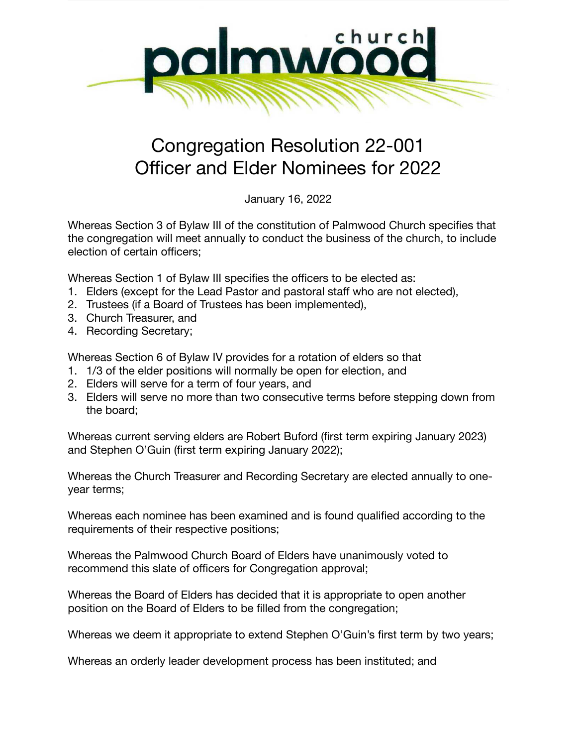# Congregation Resolution 22-001
# Officer and Elder Nominees for 2022

January 16, 2022

Whereas Section 3 of Bylaw III of the constitution of Palmwood Church specifies that the congregation will meet annually to conduct the business of the church, to include election of certain officers;

Whereas Section 1 of Bylaw III specifies the officers to be elected as:

1. Elders (except for the Lead Pastor and pastoral staff who are not elected),
2. Trustees (if a Board of Trustees has been implemented),
3. Church Treasurer, and
4. Recording Secretary;

Whereas Section 6 of Bylaw IV provides for a rotation of elders so that

1. 1/3 of the elder positions will normally be open for election, and
2. Elders will serve for a term of four years, and
3. Elders will serve no more than two consecutive terms before stepping down from the board;

Whereas current serving elders are Robert Buford (first term expiring January 2023) and Stephen O'Guin (first term expiring January 2022);

Whereas the Church Treasurer and Recording Secretary are elected annually to one-year terms;

Whereas each nominee has been examined and is found qualified according to the requirements of their respective positions;

Whereas the Palmwood Church Board of Elders have unanimously voted to recommend this slate of officers for Congregation approval;

Whereas the Board of Elders has decided that it is appropriate to open another position on the Board of Elders to be filled from the congregation;

Whereas we deem it appropriate to extend Stephen O'Guin's first term by two years;

Whereas an orderly leader development process has been instituted; and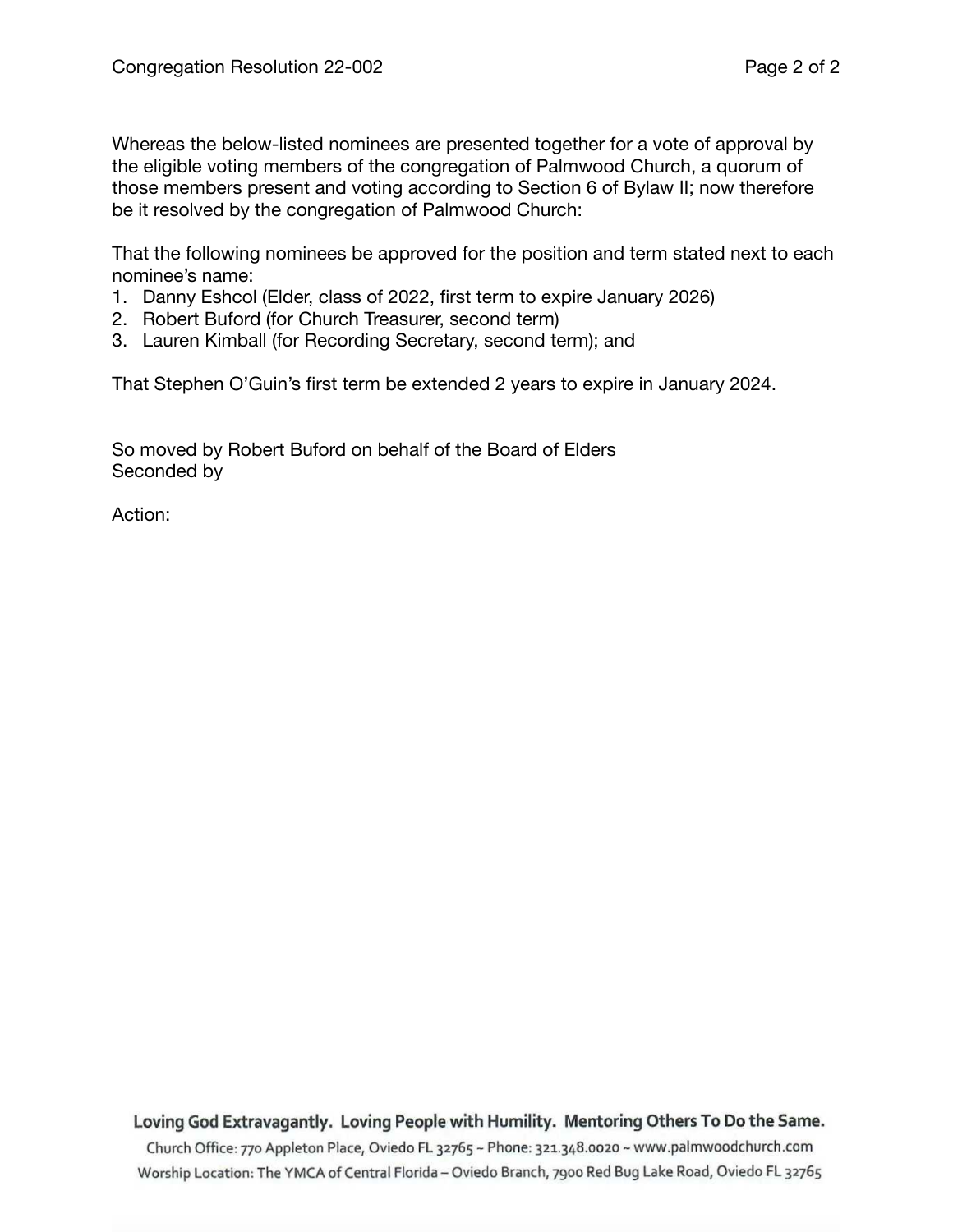Whereas the below-listed nominees are presented together for a vote of approval by the eligible voting members of the congregation of Palmwood Church, a quorum of those members present and voting according to Section 6 of Bylaw II; now therefore be it resolved by the congregation of Palmwood Church:

That the following nominees be approved for the position and term stated next to each nominee's name:

1. Danny Eshcol (Elder, class of 2022, first term to expire January 2026)
2. Robert Buford (for Church Treasurer, second term)
3. Lauren Kimball (for Recording Secretary, second term); and

That Stephen O'Guin's first term be extended 2 years to expire in January 2024.

So moved by Robert Buford on behalf of the Board of Elders
Seconded by

Action: